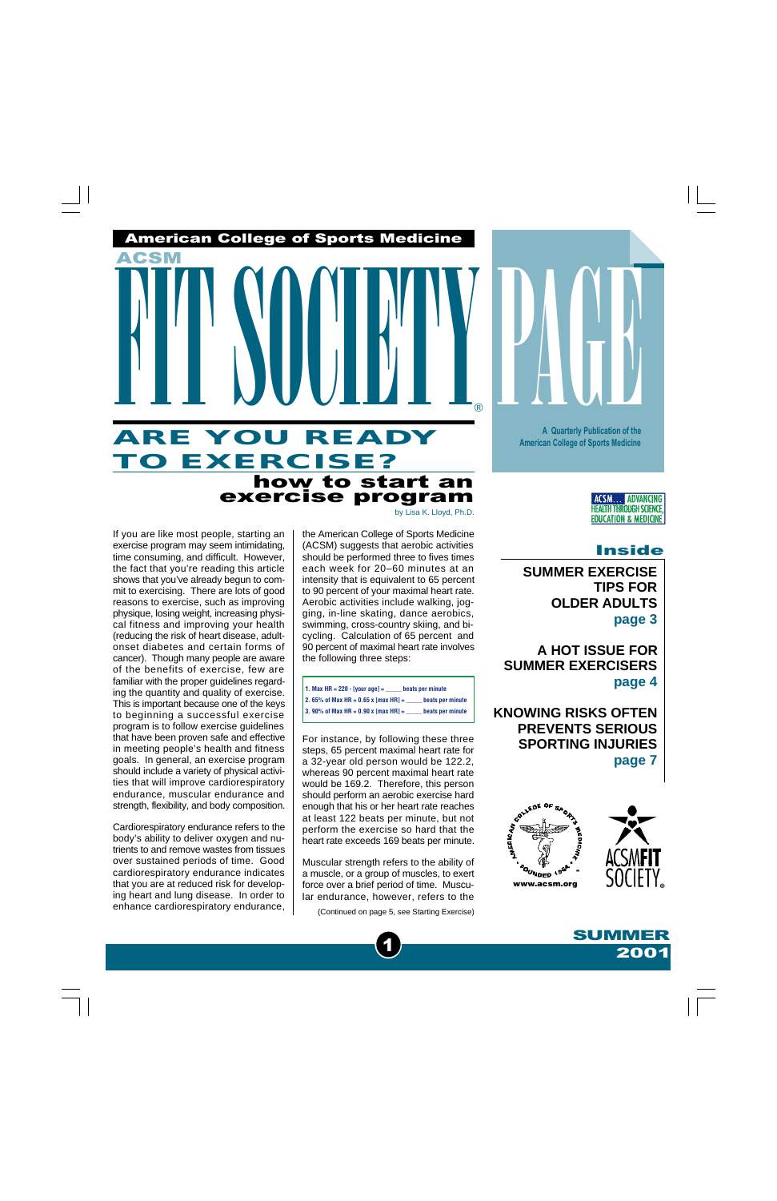American College of Sports Medicine

ACSM

# FIT SOCIETY® PAGE

A Quarterly Publication of the American College of Sports Medicine

ACSM... ADVANCING HEALTH THROUGH SCIENCE, EDUCATION & MEDICINE

## Inside

**SUMMER EXERCISE TIPS FOR OLDER ADULTS** page 3

**A HOT ISSUE FOR SUMMER EXERCISERS** page 4

**KNOWING RISKS OFTEN PREVENTS SERIOUS SPORTING INJURIES** page 7

www.acsm.org

SUMMER 2001

# ARE YOU READY TO EXERCISE?

## how to start an exercise program

by Lisa K. Lloyd, Ph.D.

If you are like most people, starting an exercise program may seem intimidating, time consuming, and difficult. However, the fact that you're reading this article shows that you've already begun to commit to exercising. There are lots of good reasons to consider exercise, such as improving physique, losing weight, increasing physical fitness and improving your health (reducing the risk of heart disease, adult-onset diabetes and certain forms of cancer). Though many people are aware of the benefits of exercise, few are familiar with the proper guidelines regarding the quantity and quality of exercise. This is important because one of the keys to beginning a successful exercise program is to follow exercise guidelines that have been proven safe and effective in meeting people's health and fitness goals. In general, an exercise program should include a variety of physical activities that will improve cardiorespiratory endurance, muscular endurance and strength, flexibility, and body composition.

Cardiorespiratory endurance refers to the body's ability to deliver oxygen and nutrients to and remove wastes from tissues over sustained periods of time. Good cardiorespiratory endurance indicates that you are at reduced risk for developing heart and lung disease. In order to enhance cardiorespiratory endurance, the American College of Sports Medicine (ACSM) suggests that aerobic activities should be performed three to fives times each week for 20–60 minutes at an intensity that is equivalent to 65 percent to 90 percent of your maximal heart rate. Aerobic activities include walking, jogging, in-line skating, dance aerobics, swimming, cross-country skiing, and bicycling. Calculation of 65 percent and 90 percent of maximal heart rate involves the following three steps:

1. Max HR = 220 - [your age] = _____ beats per minute
2. 65% of Max HR = 0.65 x [max HR] = _____ beats per minute
3. 90% of Max HR = 0.90 x [max HR] = _____ beats per minute

For instance, by following these three steps, 65 percent maximal heart rate for a 32-year old person would be 122.2, whereas 90 percent maximal heart rate would be 169.2. Therefore, this person should perform an aerobic exercise hard enough that his or her heart rate reaches at least 122 beats per minute, but not perform the exercise so hard that the heart rate exceeds 169 beats per minute.

Muscular strength refers to the ability of a muscle, or a group of muscles, to exert force over a brief period of time. Muscular endurance, however, refers to the

(Continued on page 5, see Starting Exercise)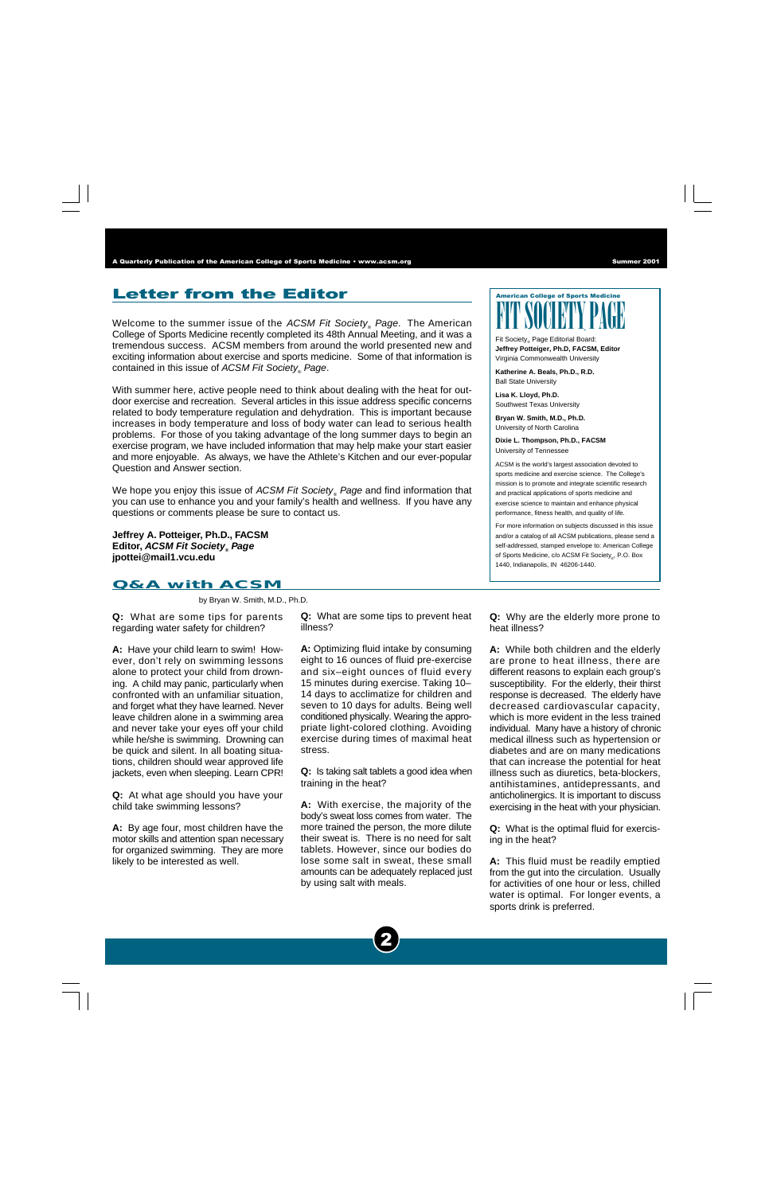## Letter from the Editor

Welcome to the summer issue of the *ACSM Fit Society® Page*. The American College of Sports Medicine recently completed its 48th Annual Meeting, and it was a tremendous success. ACSM members from around the world presented new and exciting information about exercise and sports medicine. Some of that information is contained in this issue of *ACSM Fit Society® Page*.

With summer here, active people need to think about dealing with the heat for outdoor exercise and recreation. Several articles in this issue address specific concerns related to body temperature regulation and dehydration. This is important because increases in body temperature and loss of body water can lead to serious health problems. For those of you taking advantage of the long summer days to begin an exercise program, we have included information that may help make your start easier and more enjoyable. As always, we have the Athlete's Kitchen and our ever-popular Question and Answer section.

We hope you enjoy this issue of *ACSM Fit Society® Page* and find information that you can use to enhance you and your family's health and wellness. If you have any questions or comments please be sure to contact us.

**Jeffrey A. Potteiger, Ph.D., FACSM**
**Editor, *ACSM Fit Society® Page***
**jpottei@mail1.vcu.edu**

---

American College of Sports Medicine
**FIT SOCIETY PAGE**

Fit Society® Page Editorial Board:
**Jeffrey Potteiger, Ph.D, FACSM, Editor**
Virginia Commonwealth University

**Katherine A. Beals, Ph.D., R.D.**
Ball State University

**Lisa K. Lloyd, Ph.D.**
Southwest Texas University

**Bryan W. Smith, M.D., Ph.D.**
University of North Carolina

**Dixie L. Thompson, Ph.D., FACSM**
University of Tennessee

ACSM is the world's largest association devoted to sports medicine and exercise science. The College's mission is to promote and integrate scientific research and practical applications of sports medicine and exercise science to maintain and enhance physical performance, fitness health, and quality of life.

For more information on subjects discussed in this issue and/or a catalog of all ACSM publications, please send a self-addressed, stamped envelope to: American College of Sports Medicine, c/o ACSM Fit Society®, P.O. Box 1440, Indianapolis, IN 46206-1440.

---

## Q&A with ACSM

by Bryan W. Smith, M.D., Ph.D.

**Q:** What are some tips for parents regarding water safety for children?

**A:** Have your child learn to swim! However, don't rely on swimming lessons alone to protect your child from drowning. A child may panic, particularly when confronted with an unfamiliar situation, and forget what they have learned. Never leave children alone in a swimming area and never take your eyes off your child while he/she is swimming. Drowning can be quick and silent. In all boating situations, children should wear approved life jackets, even when sleeping. Learn CPR!

**Q:** At what age should you have your child take swimming lessons?

**A:** By age four, most children have the motor skills and attention span necessary for organized swimming. They are more likely to be interested as well.

**Q:** What are some tips to prevent heat illness?

**A:** Optimizing fluid intake by consuming eight to 16 ounces of fluid pre-exercise and six–eight ounces of fluid every 15 minutes during exercise. Taking 10–14 days to acclimatize for children and seven to 10 days for adults. Being well conditioned physically. Wearing the appropriate light-colored clothing. Avoiding exercise during times of maximal heat stress.

**Q:** Is taking salt tablets a good idea when training in the heat?

**A:** With exercise, the majority of the body's sweat loss comes from water. The more trained the person, the more dilute their sweat is. There is no need for salt tablets. However, since our bodies do lose some salt in sweat, these small amounts can be adequately replaced just by using salt with meals.

**Q:** Why are the elderly more prone to heat illness?

**A:** While both children and the elderly are prone to heat illness, there are different reasons to explain each group's susceptibility. For the elderly, their thirst response is decreased. The elderly have decreased cardiovascular capacity, which is more evident in the less trained individual. Many have a history of chronic medical illness such as hypertension or diabetes and are on many medications that can increase the potential for heat illness such as diuretics, beta-blockers, antihistamines, antidepressants, and anticholinergics. It is important to discuss exercising in the heat with your physician.

**Q:** What is the optimal fluid for exercising in the heat?

**A:** This fluid must be readily emptied from the gut into the circulation. Usually for activities of one hour or less, chilled water is optimal. For longer events, a sports drink is preferred.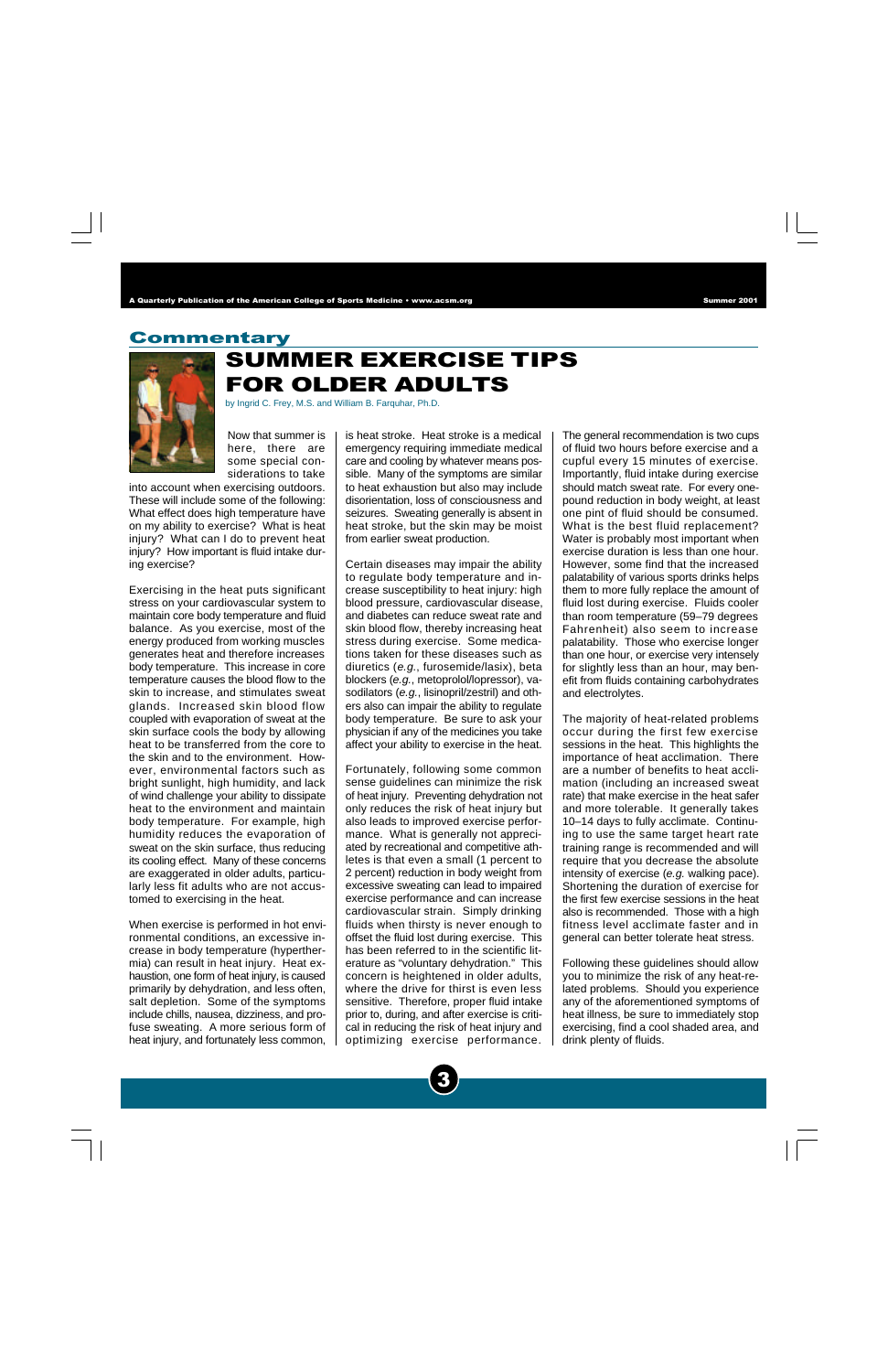## Commentary

# SUMMER EXERCISE TIPS FOR OLDER ADULTS

by Ingrid C. Frey, M.S. and William B. Farquhar, Ph.D.

Now that summer is here, there are some special considerations to take into account when exercising outdoors. These will include some of the following: What effect does high temperature have on my ability to exercise? What is heat injury? What can I do to prevent heat injury? How important is fluid intake during exercise?

Exercising in the heat puts significant stress on your cardiovascular system to maintain core body temperature and fluid balance. As you exercise, most of the energy produced from working muscles generates heat and therefore increases body temperature. This increase in core temperature causes the blood flow to the skin to increase, and stimulates sweat glands. Increased skin blood flow coupled with evaporation of sweat at the skin surface cools the body by allowing heat to be transferred from the core to the skin and to the environment. However, environmental factors such as bright sunlight, high humidity, and lack of wind challenge your ability to dissipate heat to the environment and maintain body temperature. For example, high humidity reduces the evaporation of sweat on the skin surface, thus reducing its cooling effect. Many of these concerns are exaggerated in older adults, particularly less fit adults who are not accustomed to exercising in the heat.

When exercise is performed in hot environmental conditions, an excessive increase in body temperature (hyperthermia) can result in heat injury. Heat exhaustion, one form of heat injury, is caused primarily by dehydration, and less often, salt depletion. Some of the symptoms include chills, nausea, dizziness, and profuse sweating. A more serious form of heat injury, and fortunately less common, is heat stroke. Heat stroke is a medical emergency requiring immediate medical care and cooling by whatever means possible. Many of the symptoms are similar to heat exhaustion but also may include disorientation, loss of consciousness and seizures. Sweating generally is absent in heat stroke, but the skin may be moist from earlier sweat production.

Certain diseases may impair the ability to regulate body temperature and increase susceptibility to heat injury: high blood pressure, cardiovascular disease, and diabetes can reduce sweat rate and skin blood flow, thereby increasing heat stress during exercise. Some medications taken for these diseases such as diuretics (*e.g.*, furosemide/lasix), beta blockers (*e.g.*, metoprolol/lopressor), vasodilators (*e.g.*, lisinopril/zestril) and others also can impair the ability to regulate body temperature. Be sure to ask your physician if any of the medicines you take affect your ability to exercise in the heat.

Fortunately, following some common sense guidelines can minimize the risk of heat injury. Preventing dehydration not only reduces the risk of heat injury but also leads to improved exercise performance. What is generally not appreciated by recreational and competitive athletes is that even a small (1 percent to 2 percent) reduction in body weight from excessive sweating can lead to impaired exercise performance and can increase cardiovascular strain. Simply drinking fluids when thirsty is never enough to offset the fluid lost during exercise. This has been referred to in the scientific literature as "voluntary dehydration." This concern is heightened in older adults, where the drive for thirst is even less sensitive. Therefore, proper fluid intake prior to, during, and after exercise is critical in reducing the risk of heat injury and optimizing exercise performance.

The general recommendation is two cups of fluid two hours before exercise and a cupful every 15 minutes of exercise. Importantly, fluid intake during exercise should match sweat rate. For every one-pound reduction in body weight, at least one pint of fluid should be consumed. What is the best fluid replacement? Water is probably most important when exercise duration is less than one hour. However, some find that the increased palatability of various sports drinks helps them to more fully replace the amount of fluid lost during exercise. Fluids cooler than room temperature (59–79 degrees Fahrenheit) also seem to increase palatability. Those who exercise longer than one hour, or exercise very intensely for slightly less than an hour, may benefit from fluids containing carbohydrates and electrolytes.

The majority of heat-related problems occur during the first few exercise sessions in the heat. This highlights the importance of heat acclimation. There are a number of benefits to heat acclimation (including an increased sweat rate) that make exercise in the heat safer and more tolerable. It generally takes 10–14 days to fully acclimate. Continuing to use the same target heart rate training range is recommended and will require that you decrease the absolute intensity of exercise (*e.g.* walking pace). Shortening the duration of exercise for the first few exercise sessions in the heat also is recommended. Those with a high fitness level acclimate faster and in general can better tolerate heat stress.

Following these guidelines should allow you to minimize the risk of any heat-related problems. Should you experience any of the aforementioned symptoms of heat illness, be sure to immediately stop exercising, find a cool shaded area, and drink plenty of fluids.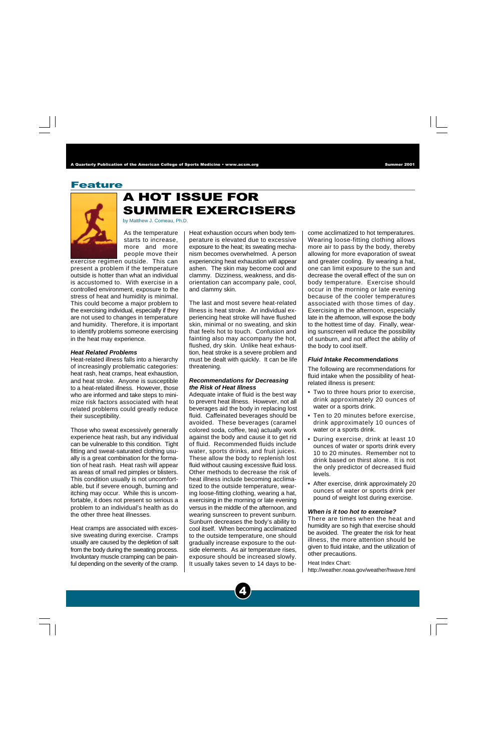## Feature

# A HOT ISSUE FOR SUMMER EXERCISERS

by Matthew J. Comeau, Ph.D.

As the temperature starts to increase, more and more people move their exercise regimen outside. This can present a problem if the temperature outside is hotter than what an individual is accustomed to. With exercise in a controlled environment, exposure to the stress of heat and humidity is minimal. This could become a major problem to the exercising individual, especially if they are not used to changes in temperature and humidity. Therefore, it is important to identify problems someone exercising in the heat may experience.

### Heat Related Problems

Heat-related illness falls into a hierarchy of increasingly problematic categories: heat rash, heat cramps, heat exhaustion, and heat stroke. Anyone is susceptible to a heat-related illness. However, those who are informed and take steps to minimize risk factors associated with heat related problems could greatly reduce their susceptibility.

Those who sweat excessively generally experience heat rash, but any individual can be vulnerable to this condition. Tight fitting and sweat-saturated clothing usually is a great combination for the formation of heat rash. Heat rash will appear as areas of small red pimples or blisters. This condition usually is not uncomfortable, but if severe enough, burning and itching may occur. While this is uncomfortable, it does not present so serious a problem to an individual's health as do the other three heat illnesses.

Heat cramps are associated with excessive sweating during exercise. Cramps usually are caused by the depletion of salt from the body during the sweating process. Involuntary muscle cramping can be painful depending on the severity of the cramp.

Heat exhaustion occurs when body temperature is elevated due to excessive exposure to the heat; its sweating mechanism becomes overwhelmed. A person experiencing heat exhaustion will appear ashen. The skin may become cool and clammy. Dizziness, weakness, and disorientation can accompany pale, cool, and clammy skin.

The last and most severe heat-related illness is heat stroke. An individual experiencing heat stroke will have flushed skin, minimal or no sweating, and skin that feels hot to touch. Confusion and fainting also may accompany the hot, flushed, dry skin. Unlike heat exhaustion, heat stroke is a severe problem and must be dealt with quickly. It can be life threatening.

### Recommendations for Decreasing the Risk of Heat Illness

Adequate intake of fluid is the best way to prevent heat illness. However, not all beverages aid the body in replacing lost fluid. Caffeinated beverages should be avoided. These beverages (caramel colored soda, coffee, tea) actually work against the body and cause it to get rid of fluid. Recommended fluids include water, sports drinks, and fruit juices. These allow the body to replenish lost fluid without causing excessive fluid loss. Other methods to decrease the risk of heat illness include becoming acclimatized to the outside temperature, wearing loose-fitting clothing, wearing a hat, exercising in the morning or late evening versus in the middle of the afternoon, and wearing sunscreen to prevent sunburn. Sunburn decreases the body's ability to cool itself. When becoming acclimatized to the outside temperature, one should gradually increase exposure to the outside elements. As air temperature rises, exposure should be increased slowly. It usually takes seven to 14 days to become acclimatized to hot temperatures. Wearing loose-fitting clothing allows more air to pass by the body, thereby allowing for more evaporation of sweat and greater cooling. By wearing a hat, one can limit exposure to the sun and decrease the overall effect of the sun on body temperature. Exercise should occur in the morning or late evening because of the cooler temperatures associated with those times of day. Exercising in the afternoon, especially late in the afternoon, will expose the body to the hottest time of day. Finally, wearing sunscreen will reduce the possibility of sunburn, and not affect the ability of the body to cool itself.

### Fluid Intake Recommendations

The following are recommendations for fluid intake when the possibility of heat-related illness is present:

- Two to three hours prior to exercise, drink approximately 20 ounces of water or a sports drink.
- Ten to 20 minutes before exercise, drink approximately 10 ounces of water or a sports drink.
- During exercise, drink at least 10 ounces of water or sports drink every 10 to 20 minutes. Remember not to drink based on thirst alone. It is not the only predictor of decreased fluid levels.
- After exercise, drink approximately 20 ounces of water or sports drink per pound of weight lost during exercise.

### When is it too hot to exercise?

There are times when the heat and humidity are so high that exercise should be avoided. The greater the risk for heat illness, the more attention should be given to fluid intake, and the utilization of other precautions.

Heat Index Chart:
http://weather.noaa.gov/weather/hwave.html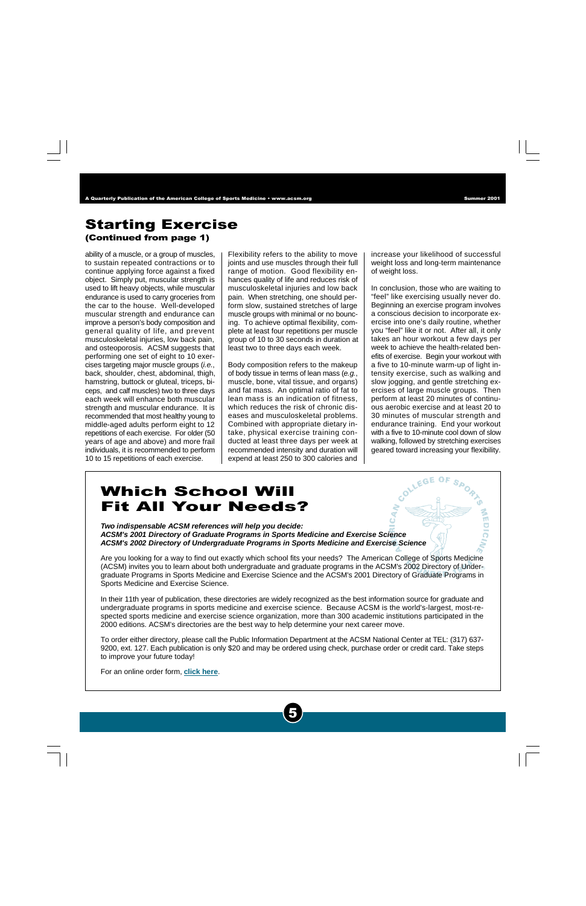# Starting Exercise

### (Continued from page 1)

ability of a muscle, or a group of muscles, to sustain repeated contractions or to continue applying force against a fixed object. Simply put, muscular strength is used to lift heavy objects, while muscular endurance is used to carry groceries from the car to the house. Well-developed muscular strength and endurance can improve a person's body composition and general quality of life, and prevent musculoskeletal injuries, low back pain, and osteoporosis. ACSM suggests that performing one set of eight to 10 exercises targeting major muscle groups (*i.e.*, back, shoulder, chest, abdominal, thigh, hamstring, buttock or gluteal, triceps, biceps, and calf muscles) two to three days each week will enhance both muscular strength and muscular endurance. It is recommended that most healthy young to middle-aged adults perform eight to 12 repetitions of each exercise. For older (50 years of age and above) and more frail individuals, it is recommended to perform 10 to 15 repetitions of each exercise.

Flexibility refers to the ability to move joints and use muscles through their full range of motion. Good flexibility enhances quality of life and reduces risk of musculoskeletal injuries and low back pain. When stretching, one should perform slow, sustained stretches of large muscle groups with minimal or no bouncing. To achieve optimal flexibility, complete at least four repetitions per muscle group of 10 to 30 seconds in duration at least two to three days each week.

Body composition refers to the makeup of body tissue in terms of lean mass (*e.g.*, muscle, bone, vital tissue, and organs) and fat mass. An optimal ratio of fat to lean mass is an indication of fitness, which reduces the risk of chronic diseases and musculoskeletal problems. Combined with appropriate dietary intake, physical exercise training conducted at least three days per week at recommended intensity and duration will expend at least 250 to 300 calories and increase your likelihood of successful weight loss and long-term maintenance of weight loss.

In conclusion, those who are waiting to "feel" like exercising usually never do. Beginning an exercise program involves a conscious decision to incorporate exercise into one's daily routine, whether you "feel" like it or not. After all, it only takes an hour workout a few days per week to achieve the health-related benefits of exercise. Begin your workout with a five to 10-minute warm-up of light intensity exercise, such as walking and slow jogging, and gentle stretching exercises of large muscle groups. Then perform at least 20 minutes of continuous aerobic exercise and at least 20 to 30 minutes of muscular strength and endurance training. End your workout with a five to 10-minute cool down of slow walking, followed by stretching exercises geared toward increasing your flexibility.

# Which School Will Fit All Your Needs?

***Two indispensable ACSM references will help you decide:***
***ACSM's 2001 Directory of Graduate Programs in Sports Medicine and Exercise Science***
***ACSM's 2002 Directory of Undergraduate Programs in Sports Medicine and Exercise Science***

Are you looking for a way to find out exactly which school fits your needs? The American College of Sports Medicine (ACSM) invites you to learn about both undergraduate and graduate programs in the ACSM's 2002 Directory of Undergraduate Programs in Sports Medicine and Exercise Science and the ACSM's 2001 Directory of Graduate Programs in Sports Medicine and Exercise Science.

In their 11th year of publication, these directories are widely recognized as the best information source for graduate and undergraduate programs in sports medicine and exercise science. Because ACSM is the world's-largest, most-respected sports medicine and exercise science organization, more than 300 academic institutions participated in the 2000 editions. ACSM's directories are the best way to help determine your next career move.

To order either directory, please call the Public Information Department at the ACSM National Center at TEL: (317) 637-9200, ext. 127. Each publication is only $20 and may be ordered using check, purchase order or credit card. Take steps to improve your future today!

For an online order form, **click here**.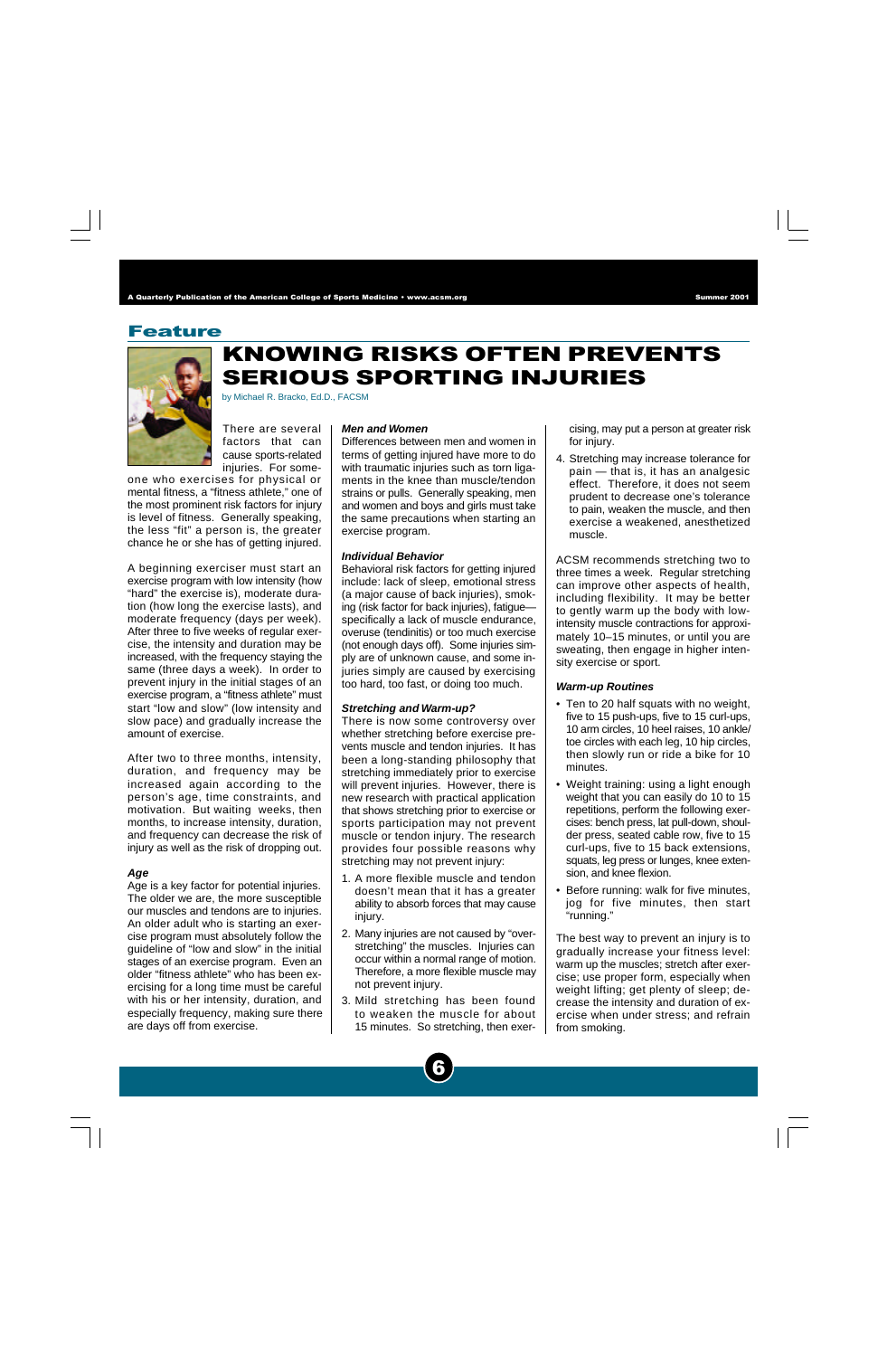Feature

# KNOWING RISKS OFTEN PREVENTS SERIOUS SPORTING INJURIES

by Michael R. Bracko, Ed.D., FACSM

There are several factors that can cause sports-related injuries. For someone who exercises for physical or mental fitness, a "fitness athlete," one of the most prominent risk factors for injury is level of fitness. Generally speaking, the less "fit" a person is, the greater chance he or she has of getting injured.

A beginning exerciser must start an exercise program with low intensity (how "hard" the exercise is), moderate duration (how long the exercise lasts), and moderate frequency (days per week). After three to five weeks of regular exercise, the intensity and duration may be increased, with the frequency staying the same (three days a week). In order to prevent injury in the initial stages of an exercise program, a "fitness athlete" must start "low and slow" (low intensity and slow pace) and gradually increase the amount of exercise.

After two to three months, intensity, duration, and frequency may be increased again according to the person's age, time constraints, and motivation. But waiting weeks, then months, to increase intensity, duration, and frequency can decrease the risk of injury as well as the risk of dropping out.

### Age

Age is a key factor for potential injuries. The older we are, the more susceptible our muscles and tendons are to injuries. An older adult who is starting an exercise program must absolutely follow the guideline of "low and slow" in the initial stages of an exercise program. Even an older "fitness athlete" who has been exercising for a long time must be careful with his or her intensity, duration, and especially frequency, making sure there are days off from exercise.

### Men and Women

Differences between men and women in terms of getting injured have more to do with traumatic injuries such as torn ligaments in the knee than muscle/tendon strains or pulls. Generally speaking, men and women and boys and girls must take the same precautions when starting an exercise program.

### Individual Behavior

Behavioral risk factors for getting injured include: lack of sleep, emotional stress (a major cause of back injuries), smoking (risk factor for back injuries), fatigue—specifically a lack of muscle endurance, overuse (tendinitis) or too much exercise (not enough days off). Some injuries simply are of unknown cause, and some injuries simply are caused by exercising too hard, too fast, or doing too much.

### Stretching and Warm-up?

There is now some controversy over whether stretching before exercise prevents muscle and tendon injuries. It has been a long-standing philosophy that stretching immediately prior to exercise will prevent injuries. However, there is new research with practical application that shows stretching prior to exercise or sports participation may not prevent muscle or tendon injury. The research provides four possible reasons why stretching may not prevent injury:

1. A more flexible muscle and tendon doesn't mean that it has a greater ability to absorb forces that may cause injury.
2. Many injuries are not caused by "overstretching" the muscles. Injuries can occur within a normal range of motion. Therefore, a more flexible muscle may not prevent injury.
3. Mild stretching has been found to weaken the muscle for about 15 minutes. So stretching, then exercising, may put a person at greater risk for injury.
4. Stretching may increase tolerance for pain — that is, it has an analgesic effect. Therefore, it does not seem prudent to decrease one's tolerance to pain, weaken the muscle, and then exercise a weakened, anesthetized muscle.

ACSM recommends stretching two to three times a week. Regular stretching can improve other aspects of health, including flexibility. It may be better to gently warm up the body with low-intensity muscle contractions for approximately 10–15 minutes, or until you are sweating, then engage in higher intensity exercise or sport.

### Warm-up Routines

- Ten to 20 half squats with no weight, five to 15 push-ups, five to 15 curl-ups, 10 arm circles, 10 heel raises, 10 ankle/toe circles with each leg, 10 hip circles, then slowly run or ride a bike for 10 minutes.
- Weight training: using a light enough weight that you can easily do 10 to 15 repetitions, perform the following exercises: bench press, lat pull-down, shoulder press, seated cable row, five to 15 curl-ups, five to 15 back extensions, squats, leg press or lunges, knee extension, and knee flexion.
- Before running: walk for five minutes, jog for five minutes, then start "running."

The best way to prevent an injury is to gradually increase your fitness level: warm up the muscles; stretch after exercise; use proper form, especially when weight lifting; get plenty of sleep; decrease the intensity and duration of exercise when under stress; and refrain from smoking.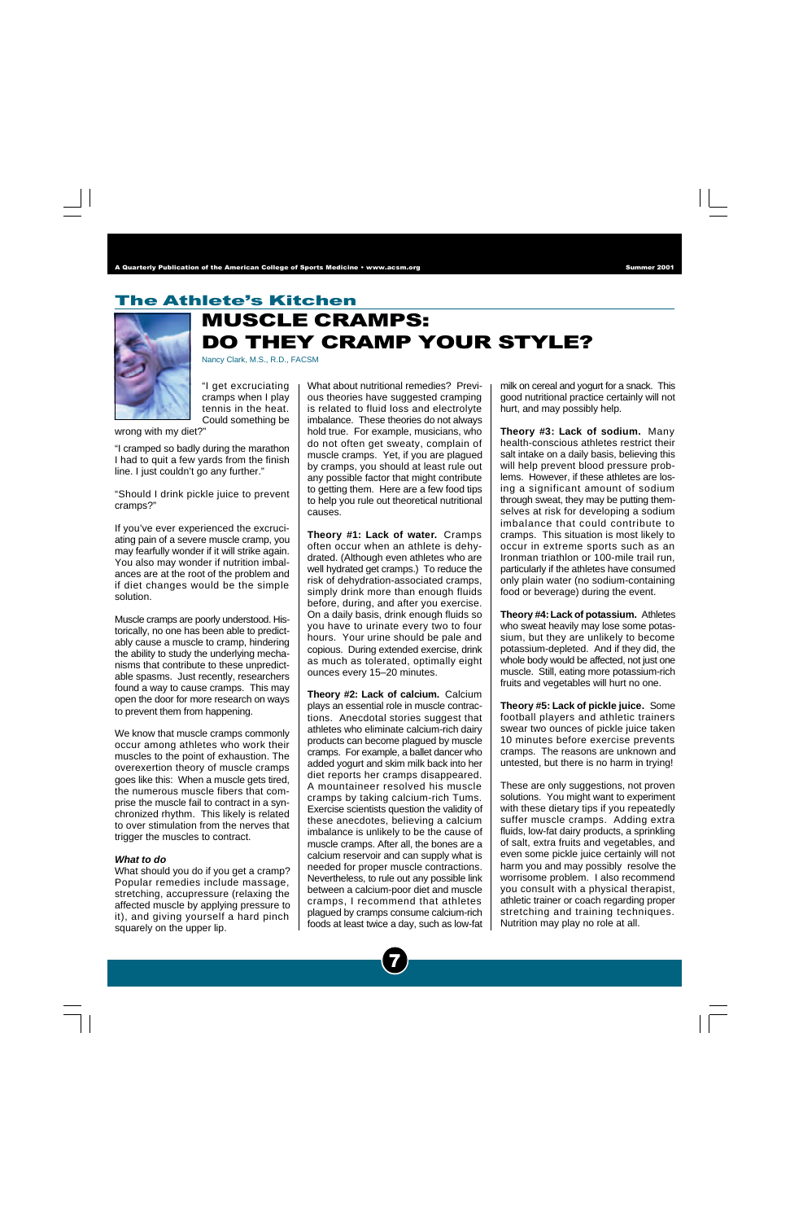## The Athlete's Kitchen

# MUSCLE CRAMPS: DO THEY CRAMP YOUR STYLE?

Nancy Clark, M.S., R.D., FACSM

"I get excruciating cramps when I play tennis in the heat. Could something be wrong with my diet?"

"I cramped so badly during the marathon I had to quit a few yards from the finish line. I just couldn't go any further."

"Should I drink pickle juice to prevent cramps?"

If you've ever experienced the excruciating pain of a severe muscle cramp, you may fearfully wonder if it will strike again. You also may wonder if nutrition imbalances are at the root of the problem and if diet changes would be the simple solution.

Muscle cramps are poorly understood. Historically, no one has been able to predictably cause a muscle to cramp, hindering the ability to study the underlying mechanisms that contribute to these unpredictable spasms. Just recently, researchers found a way to cause cramps. This may open the door for more research on ways to prevent them from happening.

We know that muscle cramps commonly occur among athletes who work their muscles to the point of exhaustion. The overexertion theory of muscle cramps goes like this: When a muscle gets tired, the numerous muscle fibers that comprise the muscle fail to contract in a synchronized rhythm. This likely is related to over stimulation from the nerves that trigger the muscles to contract.

### *What to do*

What should you do if you get a cramp? Popular remedies include massage, stretching, accupressure (relaxing the affected muscle by applying pressure to it), and giving yourself a hard pinch squarely on the upper lip.

What about nutritional remedies? Previous theories have suggested cramping is related to fluid loss and electrolyte imbalance. These theories do not always hold true. For example, musicians, who do not often get sweaty, complain of muscle cramps. Yet, if you are plagued by cramps, you should at least rule out any possible factor that might contribute to getting them. Here are a few food tips to help you rule out theoretical nutritional causes.

**Theory #1: Lack of water.** Cramps often occur when an athlete is dehydrated. (Although even athletes who are well hydrated get cramps.) To reduce the risk of dehydration-associated cramps, simply drink more than enough fluids before, during, and after you exercise. On a daily basis, drink enough fluids so you have to urinate every two to four hours. Your urine should be pale and copious. During extended exercise, drink as much as tolerated, optimally eight ounces every 15–20 minutes.

**Theory #2: Lack of calcium.** Calcium plays an essential role in muscle contractions. Anecdotal stories suggest that athletes who eliminate calcium-rich dairy products can become plagued by muscle cramps. For example, a ballet dancer who added yogurt and skim milk back into her diet reports her cramps disappeared. A mountaineer resolved his muscle cramps by taking calcium-rich Tums. Exercise scientists question the validity of these anecdotes, believing a calcium imbalance is unlikely to be the cause of muscle cramps. After all, the bones are a calcium reservoir and can supply what is needed for proper muscle contractions. Nevertheless, to rule out any possible link between a calcium-poor diet and muscle cramps, I recommend that athletes plagued by cramps consume calcium-rich foods at least twice a day, such as low-fat milk on cereal and yogurt for a snack. This good nutritional practice certainly will not hurt, and may possibly help.

**Theory #3: Lack of sodium.** Many health-conscious athletes restrict their salt intake on a daily basis, believing this will help prevent blood pressure problems. However, if these athletes are losing a significant amount of sodium through sweat, they may be putting themselves at risk for developing a sodium imbalance that could contribute to cramps. This situation is most likely to occur in extreme sports such as an Ironman triathlon or 100-mile trail run, particularly if the athletes have consumed only plain water (no sodium-containing food or beverage) during the event.

**Theory #4: Lack of potassium.** Athletes who sweat heavily may lose some potassium, but they are unlikely to become potassium-depleted. And if they did, the whole body would be affected, not just one muscle. Still, eating more potassium-rich fruits and vegetables will hurt no one.

**Theory #5: Lack of pickle juice.** Some football players and athletic trainers swear two ounces of pickle juice taken 10 minutes before exercise prevents cramps. The reasons are unknown and untested, but there is no harm in trying!

These are only suggestions, not proven solutions. You might want to experiment with these dietary tips if you repeatedly suffer muscle cramps. Adding extra fluids, low-fat dairy products, a sprinkling of salt, extra fruits and vegetables, and even some pickle juice certainly will not harm you and may possibly resolve the worrisome problem. I also recommend you consult with a physical therapist, athletic trainer or coach regarding proper stretching and training techniques. Nutrition may play no role at all.